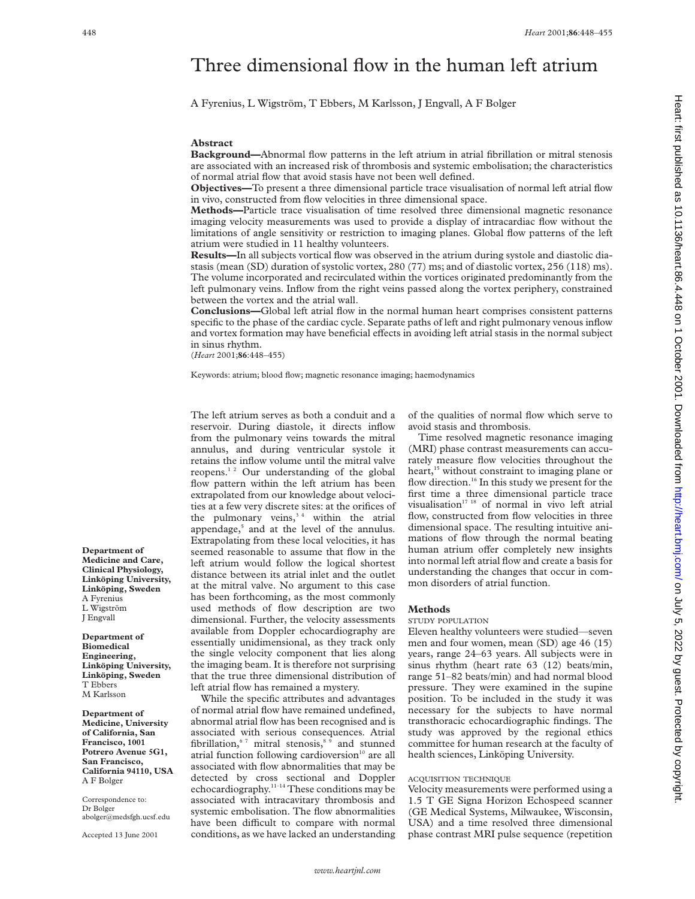# Three dimensional flow in the human left atrium

A Fyrenius, L Wigström, T Ebbers, M Karlsson, J Engvall, A F Bolger

## Abstract

**Background—**Abnormal flow patterns in the left atrium in atrial fibrillation or mitral stenosis are associated with an increased risk of thrombosis and systemic embolisation; the characteristics of normal atrial flow that avoid stasis have not been well defined.

**Objectives—**To present a three dimensional particle trace visualisation of normal left atrial flow in vivo, constructed from flow velocities in three dimensional space.

**Methods—**Particle trace visualisation of time resolved three dimensional magnetic resonance imaging velocity measurements was used to provide a display of intracardiac flow without the limitations of angle sensitivity or restriction to imaging planes. Global flow patterns of the left atrium were studied in 11 healthy volunteers.

**Results—**In all subjects vortical flow was observed in the atrium during systole and diastolic diastasis (mean (SD) duration of systolic vortex, 280 (77) ms; and of diastolic vortex, 256 (118) ms). The volume incorporated and recirculated within the vortices originated predominantly from the left pulmonary veins. Inflow from the right veins passed along the vortex periphery, constrained between the vortex and the atrial wall.

**Conclusions—**Global left atrial flow in the normal human heart comprises consistent patterns specific to the phase of the cardiac cycle. Separate paths of left and right pulmonary venous inflow and vortex formation may have beneficial effects in avoiding left atrial stasis in the normal subject in sinus rhythm.

(*Heart* 2001;**86**:448–455)

Keywords: atrium; blood flow; magnetic resonance imaging; haemodynamics

**Department of Medicine and Care, Clinical Physiology, Linköping University, Linköping, Sweden**
A Fyrenius
L Wigström
J Engvall

**Department of Biomedical Engineering, Linköping University, Linköping, Sweden**
T Ebbers
M Karlsson

**Department of Medicine, University of California, San Francisco, 1001 Potrero Avenue 5G1, San Francisco, California 94110, USA**
A F Bolger

Correspondence to:
Dr Bolger
abolger@medsfgh.ucsf.edu

Accepted 13 June 2001

The left atrium serves as both a conduit and a reservoir. During diastole, it directs inflow from the pulmonary veins towards the mitral annulus, and during ventricular systole it retains the inflow volume until the mitral valve reopens.[1,2] Our understanding of the global flow pattern within the left atrium has been extrapolated from our knowledge about velocities at a few very discrete sites: at the orifices of the pulmonary veins,[3,4] within the atrial appendage,[5] and at the level of the annulus. Extrapolating from these local velocities, it has seemed reasonable to assume that flow in the left atrium would follow the logical shortest distance between its atrial inlet and the outlet at the mitral valve. No argument to this case has been forthcoming, as the most commonly used methods of flow description are two dimensional. Further, the velocity assessments available from Doppler echocardiography are essentially unidimensional, as they track only the single velocity component that lies along the imaging beam. It is therefore not surprising that the true three dimensional distribution of left atrial flow has remained a mystery.

While the specific attributes and advantages of normal atrial flow have remained undefined, abnormal atrial flow has been recognised and is associated with serious consequences. Atrial fibrillation,[6,7] mitral stenosis,[8,9] and stunned atrial function following cardioversion[10] are all associated with flow abnormalities that may be detected by cross sectional and Doppler echocardiography.[11–14] These conditions may be associated with intracavitary thrombosis and systemic embolisation. The flow abnormalities have been difficult to compare with normal conditions, as we have lacked an understanding of the qualities of normal flow which serve to avoid stasis and thrombosis.

Time resolved magnetic resonance imaging (MRI) phase contrast measurements can accurately measure flow velocities throughout the heart,[15] without constraint to imaging plane or flow direction.[16] In this study we present for the first time a three dimensional particle trace visualisation[17,18] of normal in vivo left atrial flow, constructed from flow velocities in three dimensional space. The resulting intuitive animations of flow through the normal beating human atrium offer completely new insights into normal left atrial flow and create a basis for understanding the changes that occur in common disorders of atrial function.

## Methods

### STUDY POPULATION

Eleven healthy volunteers were studied—seven men and four women, mean (SD) age 46 (15) years, range 24–63 years. All subjects were in sinus rhythm (heart rate 63 (12) beats/min, range 51–82 beats/min) and had normal blood pressure. They were examined in the supine position. To be included in the study it was necessary for the subjects to have normal transthoracic echocardiographic findings. The study was approved by the regional ethics committee for human research at the faculty of health sciences, Linköping University.

### ACQUISITION TECHNIQUE

Velocity measurements were performed using a 1.5 T GE Signa Horizon Echospeed scanner (GE Medical Systems, Milwaukee, Wisconsin, USA) and a time resolved three dimensional phase contrast MRI pulse sequence (repetition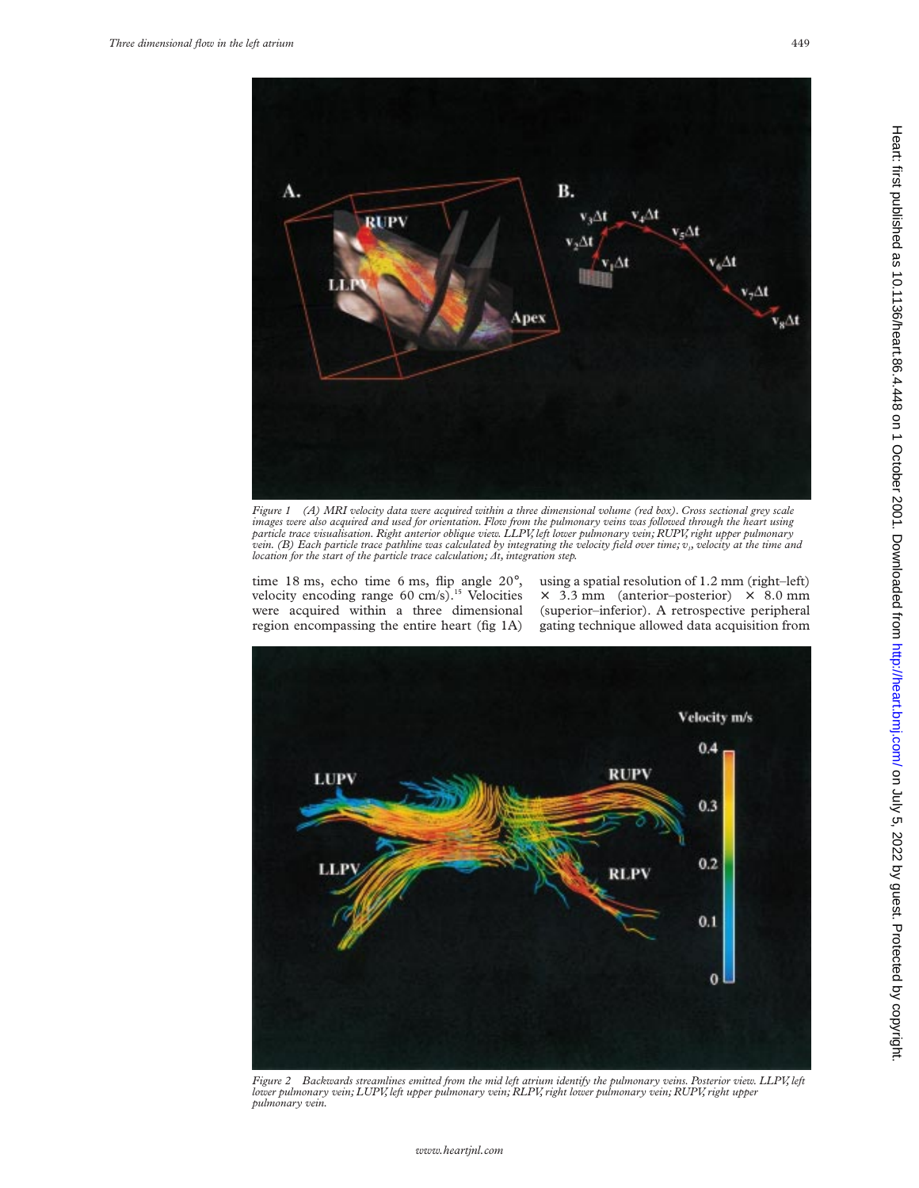Figure 1 (A) MRI velocity data were acquired within a three dimensional volume (red box). Cross sectional grey scale images were also acquired and used for orientation. Flow from the pulmonary veins was followed through the heart using particle trace visualisation. Right anterior oblique view. LLPV, left lower pulmonary vein; RUPV, right upper pulmonary vein. (B) Each particle trace pathline was calculated by integrating the velocity field over time; $v_i$, velocity at the time and location for the start of the particle trace calculation; $\Delta t$, integration step.

time 18 ms, echo time 6 ms, flip angle 20°, velocity encoding range 60 cm/s).[15] Velocities were acquired within a three dimensional region encompassing the entire heart (fig 1A) using a spatial resolution of 1.2 mm (right–left) × 3.3 mm (anterior–posterior) × 8.0 mm (superior–inferior). A retrospective peripheral gating technique allowed data acquisition from

Figure 2 Backwards streamlines emitted from the mid left atrium identify the pulmonary veins. Posterior view. LLPV, left lower pulmonary vein; LUPV, left upper pulmonary vein; RLPV, right lower pulmonary vein; RUPV, right upper pulmonary vein.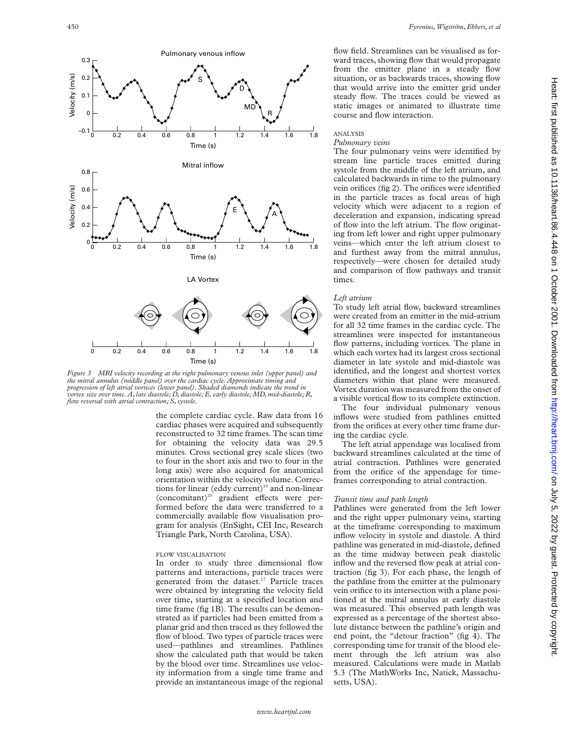Pulmonary venous inflow

Velocity (m/s)

0.3
0.2
0.1
0
–0.1

S
D
MD
R

0 0.2 0.4 0.6 0.8 1 1.2 1.4 1.6 1.8

Time (s)

Mitral inflow

Velocity (m/s)

0.8
0.6
0.4
0.2
0

E
A

0 0.2 0.4 0.6 0.8 1 1.2 1.4 1.6 1.8

Time (s)

LA Vortex

0 0.2 0.4 0.6 0.8 1 1.2 1.4 1.6 1.8

Time (s)

*Figure 3 MRI velocity recording at the right pulmonary venous inlet (upper panel) and the mitral annulus (middle panel) over the cardiac cycle. Approximate timing and progression of left atrial vortices (lower panel). Shaded diamonds indicate the trend in vortex size over time. A, late diastole; D, diastole; E, early diastole; MD, mid-diastole; R, flow reversal with atrial contraction; S, systole.*

the complete cardiac cycle. Raw data from 16 cardiac phases were acquired and subsequently reconstructed to 32 time frames. The scan time for obtaining the velocity data was 29.5 minutes. Cross sectional grey scale slices (two to four in the short axis and two to four in the long axis) were also acquired for anatomical orientation within the velocity volume. Corrections for linear (eddy current)[19] and non-linear (concomitant)[20] gradient effects were performed before the data were transferred to a commercially available flow visualisation program for analysis (EnSight, CEI Inc, Research Triangle Park, North Carolina, USA).

## FLOW VISUALISATION

In order to study three dimensional flow patterns and interactions, particle traces were generated from the dataset.[17] Particle traces were obtained by integrating the velocity field over time, starting at a specified location and time frame (fig 1B). The results can be demonstrated as if particles had been emitted from a planar grid and then traced as they followed the flow of blood. Two types of particle traces were used—pathlines and streamlines. Pathlines show the calculated path that would be taken by the blood over time. Streamlines use velocity information from a single time frame and provide an instantaneous image of the regional flow field. Streamlines can be visualised as forward traces, showing flow that would propagate from the emitter plane in a steady flow situation, or as backwards traces, showing flow that would arrive into the emitter grid under steady flow. The traces could be viewed as static images or animated to illustrate time course and flow interaction.

## ANALYSIS

### *Pulmonary veins*

The four pulmonary veins were identified by stream line particle traces emitted during systole from the middle of the left atrium, and calculated backwards in time to the pulmonary vein orifices (fig 2). The orifices were identified in the particle traces as focal areas of high velocity which were adjacent to a region of deceleration and expansion, indicating spread of flow into the left atrium. The flow originating from left lower and right upper pulmonary veins—which enter the left atrium closest to and furthest away from the mitral annulus, respectively—were chosen for detailed study and comparison of flow pathways and transit times.

### *Left atrium*

To study left atrial flow, backward streamlines were created from an emitter in the mid-atrium for all 32 time frames in the cardiac cycle. The streamlines were inspected for instantaneous flow patterns, including vortices. The plane in which each vortex had its largest cross sectional diameter in late systole and mid-diastole was identified, and the longest and shortest vortex diameters within that plane were measured. Vortex duration was measured from the onset of a visible vortical flow to its complete extinction.

The four individual pulmonary venous inflows were studied from pathlines emitted from the orifices at every other time frame during the cardiac cycle.

The left atrial appendage was localised from backward streamlines calculated at the time of atrial contraction. Pathlines were generated from the orifice of the appendage for timeframes corresponding to atrial contraction.

### *Transit time and path length*

Pathlines were generated from the left lower and the right upper pulmonary veins, starting at the timeframe corresponding to maximum inflow velocity in systole and diastole. A third pathline was generated in mid-diastole, defined as the time midway between peak diastolic inflow and the reversed flow peak at atrial contraction (fig 3). For each phase, the length of the pathline from the emitter at the pulmonary vein orifice to its intersection with a plane positioned at the mitral annulus at early diastole was measured. This observed path length was expressed as a percentage of the shortest absolute distance between the pathline's origin and end point, the "detour fraction" (fig 4). The corresponding time for transit of the blood element through the left atrium was also measured. Calculations were made in Matlab 5.3 (The MathWorks Inc, Natick, Massachusetts, USA).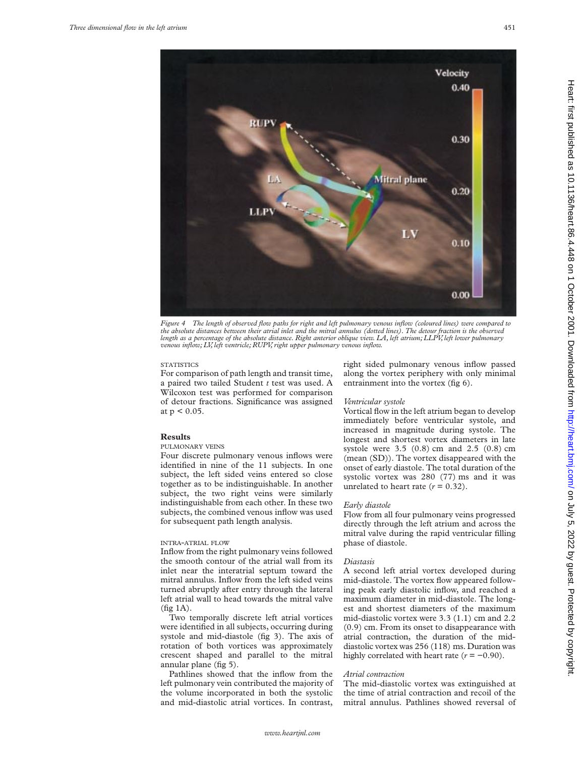*Figure 4 The length of observed flow paths for right and left pulmonary venous inflow (coloured lines) were compared to the absolute distances between their atrial inlet and the mitral annulus (dotted lines). The detour fraction is the observed length as a percentage of the absolute distance. Right anterior oblique view. LA, left atrium; LLPV, left lower pulmonary venous inflow; LV, left ventricle; RUPV, right upper pulmonary venous inflow.*

### STATISTICS

For comparison of path length and transit time, a paired two tailed Student *t* test was used. A Wilcoxon test was performed for comparison of detour fractions. Significance was assigned at $p < 0.05$.

## Results

### PULMONARY VEINS

Four discrete pulmonary venous inflows were identified in nine of the 11 subjects. In one subject, the left sided veins entered so close together as to be indistinguishable. In another subject, the two right veins were similarly indistinguishable from each other. In these two subjects, the combined venous inflow was used for subsequent path length analysis.

### INTRA-ATRIAL FLOW

Inflow from the right pulmonary veins followed the smooth contour of the atrial wall from its inlet near the interatrial septum toward the mitral annulus. Inflow from the left sided veins turned abruptly after entry through the lateral left atrial wall to head towards the mitral valve (fig 1A).

Two temporally discrete left atrial vortices were identified in all subjects, occurring during systole and mid-diastole (fig 3). The axis of rotation of both vortices was approximately crescent shaped and parallel to the mitral annular plane (fig 5).

Pathlines showed that the inflow from the left pulmonary vein contributed the majority of the volume incorporated in both the systolic and mid-diastolic atrial vortices. In contrast, right sided pulmonary venous inflow passed along the vortex periphery with only minimal entrainment into the vortex (fig 6).

*Ventricular systole*

Vortical flow in the left atrium began to develop immediately before ventricular systole, and increased in magnitude during systole. The longest and shortest vortex diameters in late systole were 3.5 (0.8) cm and 2.5 (0.8) cm (mean (SD)). The vortex disappeared with the onset of early diastole. The total duration of the systolic vortex was 280 (77) ms and it was unrelated to heart rate ($r = 0.32$).

*Early diastole*

Flow from all four pulmonary veins progressed directly through the left atrium and across the mitral valve during the rapid ventricular filling phase of diastole.

*Diastasis*

A second left atrial vortex developed during mid-diastole. The vortex flow appeared following peak early diastolic inflow, and reached a maximum diameter in mid-diastole. The longest and shortest diameters of the maximum mid-diastolic vortex were 3.3 (1.1) cm and 2.2 (0.9) cm. From its onset to disappearance with atrial contraction, the duration of the mid-diastolic vortex was 256 (118) ms. Duration was highly correlated with heart rate ($r = -0.90$).

*Atrial contraction*

The mid-diastolic vortex was extinguished at the time of atrial contraction and recoil of the mitral annulus. Pathlines showed reversal of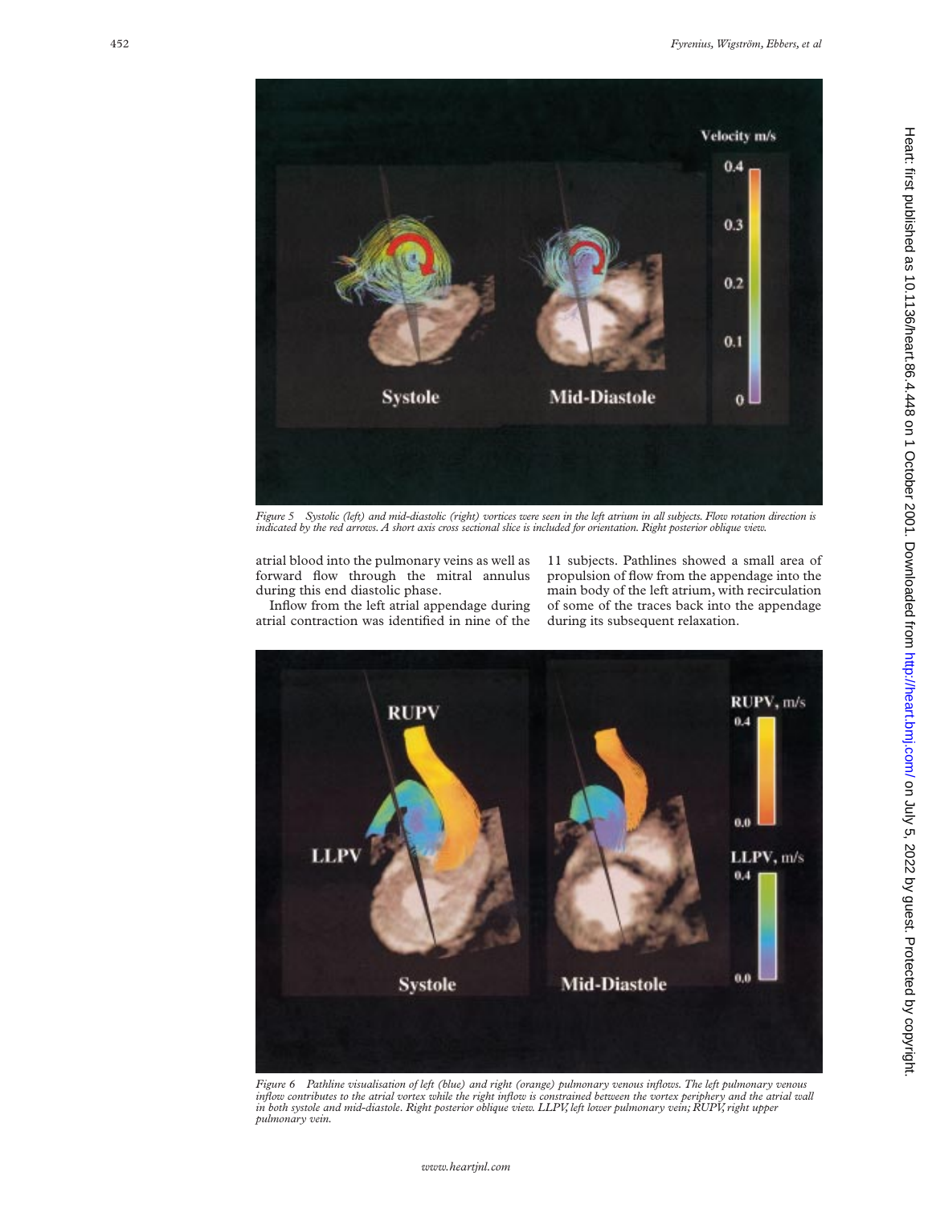*Figure 5 Systolic (left) and mid-diastolic (right) vortices were seen in the left atrium in all subjects. Flow rotation direction is indicated by the red arrows. A short axis cross sectional slice is included for orientation. Right posterior oblique view.*

atrial blood into the pulmonary veins as well as forward flow through the mitral annulus during this end diastolic phase.

Inflow from the left atrial appendage during atrial contraction was identified in nine of the 11 subjects. Pathlines showed a small area of propulsion of flow from the appendage into the main body of the left atrium, with recirculation of some of the traces back into the appendage during its subsequent relaxation.

*Figure 6 Pathline visualisation of left (blue) and right (orange) pulmonary venous inflows. The left pulmonary venous inflow contributes to the atrial vortex while the right inflow is constrained between the vortex periphery and the atrial wall in both systole and mid-diastole. Right posterior oblique view. LLPV, left lower pulmonary vein; RUPV, right upper pulmonary vein.*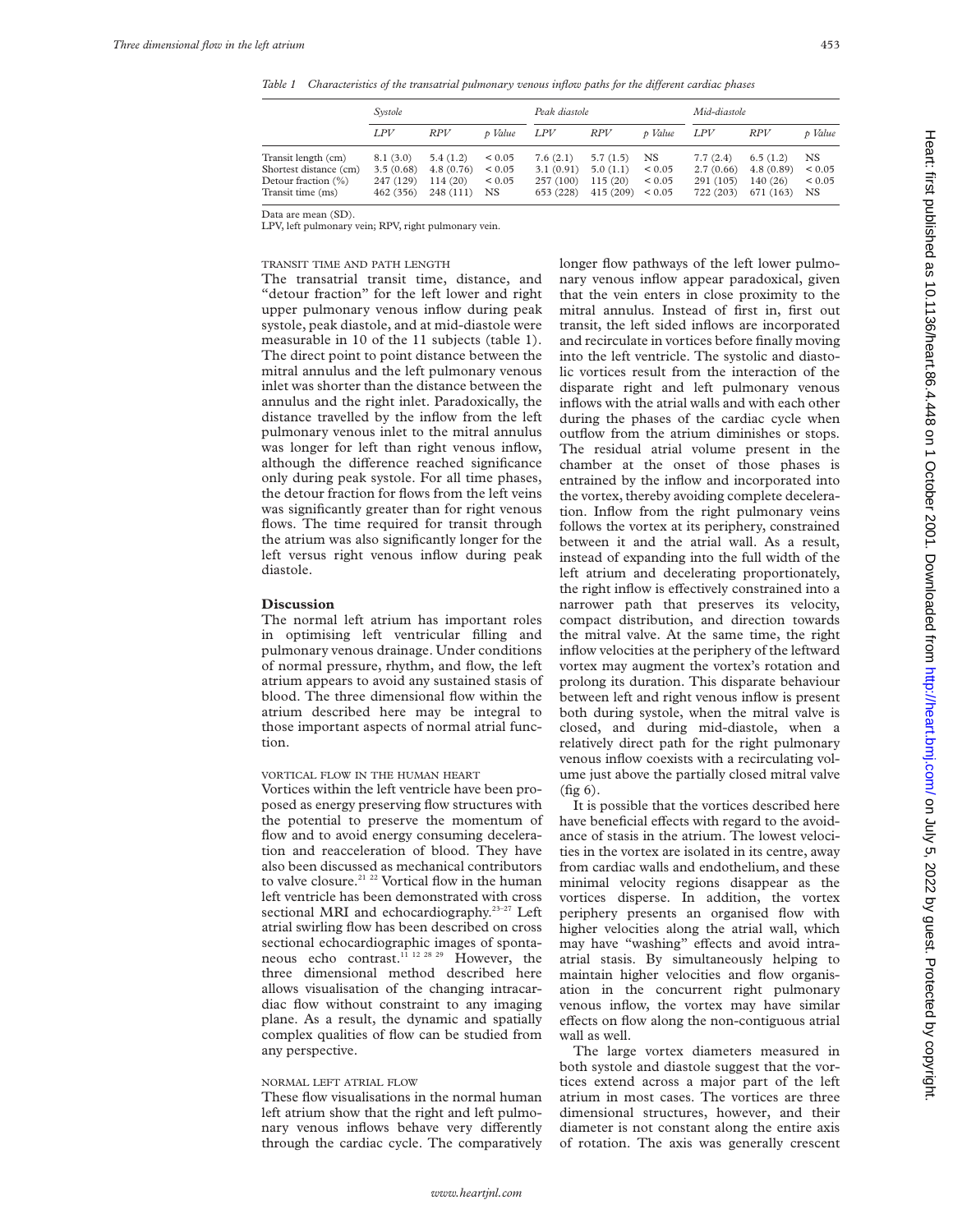*Table 1 Characteristics of the transatrial pulmonary venous inflow paths for the different cardiac phases*

| | Systole | | | Peak diastole | | | Mid-diastole | | |
|---|---|---|---|---|---|---|---|---|---|
| | LPV | RPV | p Value | LPV | RPV | p Value | LPV | RPV | p Value |
| Transit length (cm) | 8.1 (3.0) | 5.4 (1.2) | < 0.05 | 7.6 (2.1) | 5.7 (1.5) | NS | 7.7 (2.4) | 6.5 (1.2) | NS |
| Shortest distance (cm) | 3.5 (0.68) | 4.8 (0.76) | < 0.05 | 3.1 (0.91) | 5.0 (1.1) | < 0.05 | 2.7 (0.66) | 4.8 (0.89) | < 0.05 |
| Detour fraction (%) | 247 (129) | 114 (20) | < 0.05 | 257 (100) | 115 (20) | < 0.05 | 291 (105) | 140 (26) | < 0.05 |
| Transit time (ms) | 462 (356) | 248 (111) | NS | 653 (228) | 415 (209) | < 0.05 | 722 (203) | 671 (163) | NS |

Data are mean (SD).
LPV, left pulmonary vein; RPV, right pulmonary vein.

#### TRANSIT TIME AND PATH LENGTH

The transatrial transit time, distance, and "detour fraction" for the left lower and right upper pulmonary venous inflow during peak systole, peak diastole, and at mid-diastole were measurable in 10 of the 11 subjects (table 1). The direct point to point distance between the mitral annulus and the left pulmonary venous inlet was shorter than the distance between the annulus and the right inlet. Paradoxically, the distance travelled by the inflow from the left pulmonary venous inlet to the mitral annulus was longer for left than right venous inflow, although the difference reached significance only during peak systole. For all time phases, the detour fraction for flows from the left veins was significantly greater than for right venous flows. The time required for transit through the atrium was also significantly longer for the left versus right venous inflow during peak diastole.

## Discussion

The normal left atrium has important roles in optimising left ventricular filling and pulmonary venous drainage. Under conditions of normal pressure, rhythm, and flow, the left atrium appears to avoid any sustained stasis of blood. The three dimensional flow within the atrium described here may be integral to those important aspects of normal atrial function.

#### VORTICAL FLOW IN THE HUMAN HEART

Vortices within the left ventricle have been proposed as energy preserving flow structures with the potential to preserve the momentum of flow and to avoid energy consuming deceleration and reacceleration of blood. They have also been discussed as mechanical contributors to valve closure.[21 22] Vortical flow in the human left ventricle has been demonstrated with cross sectional MRI and echocardiography.[23–27] Left atrial swirling flow has been described on cross sectional echocardiographic images of spontaneous echo contrast.[11 12 28 29] However, the three dimensional method described here allows visualisation of the changing intracardiac flow without constraint to any imaging plane. As a result, the dynamic and spatially complex qualities of flow can be studied from any perspective.

#### NORMAL LEFT ATRIAL FLOW

These flow visualisations in the normal human left atrium show that the right and left pulmonary venous inflows behave very differently through the cardiac cycle. The comparatively longer flow pathways of the left lower pulmonary venous inflow appear paradoxical, given that the vein enters in close proximity to the mitral annulus. Instead of first in, first out transit, the left sided inflows are incorporated and recirculate in vortices before finally moving into the left ventricle. The systolic and diastolic vortices result from the interaction of the disparate right and left pulmonary venous inflows with the atrial walls and with each other during the phases of the cardiac cycle when outflow from the atrium diminishes or stops. The residual atrial volume present in the chamber at the onset of those phases is entrained by the inflow and incorporated into the vortex, thereby avoiding complete deceleration. Inflow from the right pulmonary veins follows the vortex at its periphery, constrained between it and the atrial wall. As a result, instead of expanding into the full width of the left atrium and decelerating proportionately, the right inflow is effectively constrained into a narrower path that preserves its velocity, compact distribution, and direction towards the mitral valve. At the same time, the right inflow velocities at the periphery of the leftward vortex may augment the vortex's rotation and prolong its duration. This disparate behaviour between left and right venous inflow is present both during systole, when the mitral valve is closed, and during mid-diastole, when a relatively direct path for the right pulmonary venous inflow coexists with a recirculating volume just above the partially closed mitral valve (fig 6).

It is possible that the vortices described here have beneficial effects with regard to the avoidance of stasis in the atrium. The lowest velocities in the vortex are isolated in its centre, away from cardiac walls and endothelium, and these minimal velocity regions disappear as the vortices disperse. In addition, the vortex periphery presents an organised flow with higher velocities along the atrial wall, which may have "washing" effects and avoid intra-atrial stasis. By simultaneously helping to maintain higher velocities and flow organisation in the concurrent right pulmonary venous inflow, the vortex may have similar effects on flow along the non-contiguous atrial wall as well.

The large vortex diameters measured in both systole and diastole suggest that the vortices extend across a major part of the left atrium in most cases. The vortices are three dimensional structures, however, and their diameter is not constant along the entire axis of rotation. The axis was generally crescent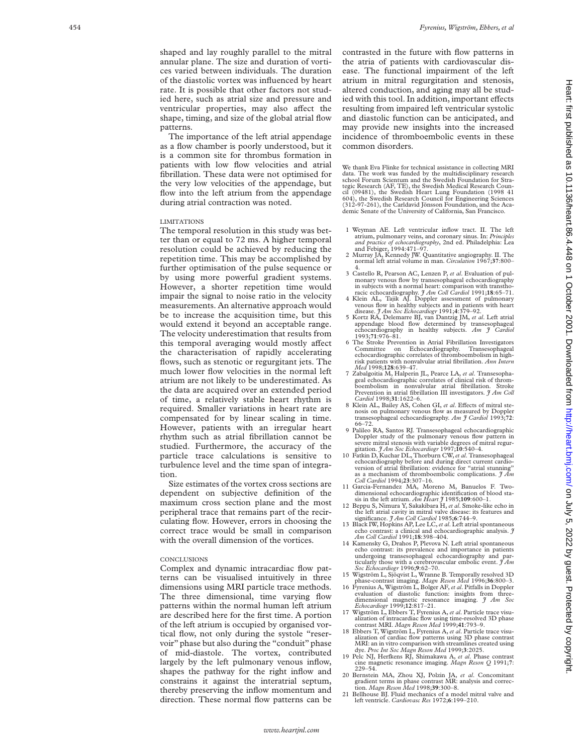shaped and lay roughly parallel to the mitral annular plane. The size and duration of vortices varied between individuals. The duration of the diastolic vortex was influenced by heart rate. It is possible that other factors not studied here, such as atrial size and pressure and ventricular properties, may also affect the shape, timing, and size of the global atrial flow patterns.

The importance of the left atrial appendage as a flow chamber is poorly understood, but it is a common site for thrombus formation in patients with low flow velocities and atrial fibrillation. These data were not optimised for the very low velocities of the appendage, but flow into the left atrium from the appendage during atrial contraction was noted.

### LIMITATIONS

The temporal resolution in this study was better than or equal to 72 ms. A higher temporal resolution could be achieved by reducing the repetition time. This may be accomplished by further optimisation of the pulse sequence or by using more powerful gradient systems. However, a shorter repetition time would impair the signal to noise ratio in the velocity measurements. An alternative approach would be to increase the acquisition time, but this would extend it beyond an acceptable range. The velocity underestimation that results from this temporal averaging would mostly affect the characterisation of rapidly accelerating flows, such as stenotic or regurgitant jets. The much lower flow velocities in the normal left atrium are not likely to be underestimated. As the data are acquired over an extended period of time, a relatively stable heart rhythm is required. Smaller variations in heart rate are compensated for by linear scaling in time. However, patients with an irregular heart rhythm such as atrial fibrillation cannot be studied. Furthermore, the accuracy of the particle trace calculations is sensitive to turbulence level and the time span of integration.

Size estimates of the vortex cross sections are dependent on subjective definition of the maximum cross section plane and the most peripheral trace that remains part of the recirculating flow. However, errors in choosing the correct trace would be small in comparison with the overall dimension of the vortices.

### CONCLUSIONS

Complex and dynamic intracardiac flow patterns can be visualised intuitively in three dimensions using MRI particle trace methods. The three dimensional, time varying flow patterns within the normal human left atrium are described here for the first time. A portion of the left atrium is occupied by organised vortical flow, not only during the systole "reservoir" phase but also during the "conduit" phase of mid-diastole. The vortex, contributed largely by the left pulmonary venous inflow, shapes the pathway for the right inflow and constrains it against the interatrial septum, thereby preserving the inflow momentum and direction. These normal flow patterns can be contrasted in the future with flow patterns in the atria of patients with cardiovascular disease. The functional impairment of the left atrium in mitral regurgitation and stenosis, altered conduction, and aging may all be studied with this tool. In addition, important effects resulting from impaired left ventricular systolic and diastolic function can be anticipated, and may provide new insights into the increased incidence of thromboembolic events in these common disorders.

We thank Eva Flinke for technical assistance in collecting MRI data. The work was funded by the multidisciplinary research school Forum Scientum and the Swedish Foundation for Strategic Research (AF, TE), the Swedish Medical Research Council (09481), the Swedish Heart Lung Foundation (1998 41 604), the Swedish Research Council for Engineering Sciences (312-97-261), the Carldavid Jönsson Foundation, and the Academic Senate of the University of California, San Francisco.

1 Weyman AE. Left ventricular inflow tract. II. The left atrium, pulmonary veins, and coronary sinus. In: *Principles and practice of echocardiography*, 2nd ed. Philadelphia: Lea and Febiger, 1994:471–97.
2 Murray JA, Kennedy JW. Quantitative angiography. II. The normal left atrial volume in man. *Circulation* 1967;**37**:800–4.
3 Castello R, Pearson AC, Lenzen P, *et al*. Evaluation of pulmonary venous flow by transesophageal echocardiography in subjects with a normal heart: comparison with transthoracic echocardiography. *J Am Coll Cardiol* 1991;**18**:65–71.
4 Klein AL, Tajik AJ. Doppler assessment of pulmonary venous flow in healthy subjects and in patients with heart disease. *J Am Soc Echocardiogr* 1991;**4**:379–92.
5 Kortz RA, Delemarre BJ, van Dantzig JM, *et al*. Left atrial appendage blood flow determined by transesophageal echocardiography in healthy subjects. *Am J Cardiol* 1993;**71**:976–81.
6 The Stroke Prevention in Atrial Fibrillation Investigators Committee on Echocardiography. Transesophageal echocardiographic correlates of thromboembolism in high-risk patients with nonvalvular atrial fibrillation. *Ann Intern Med* 1998;**128**:639–47.
7 Zabalgoitia M, Halperin JL, Pearce LA, *et al*. Transesophageal echocardiographic correlates of clinical risk of thromboembolism in nonvalvular atrial fibrillation. Stroke Prevention in atrial fibrillation III investigators. *J Am Coll Cardiol* 1998;**31**:1622–6.
8 Klein AL, Bailey AS, Cohen GI, *et al*. Effects of mitral stenosis on pulmonary venous flow as measured by Doppler transesophageal echocardiography. *Am J Cardiol* 1993;**72**: 66–72.
9 Palileo RA, Santos RJ. Transesophageal echocardiographic Doppler study of the pulmonary venous flow pattern in severe mitral stenosis with variable degrees of mitral regurgitation. *J Am Soc Echocardiogr* 1997;**10**:540–4.
10 Fatkin D, Kuchar DL, Thorburn CW, *et al*. Transesophageal echocardiography before and during direct current cardioversion of atrial fibrillation: evidence for "atrial stunning" as a mechanism of thromboembolic complications. *J Am Coll Cardiol* 1994;**23**:307–16.
11 Garcia-Fernandez MA, Moreno M, Banuelos F. Two-dimensional echocardiographic identification of blood stasis in the left atrium. *Am Heart J* 1985;**109**:600–1.
12 Beppu S, Nimura Y, Sakakibara H, *et al*. Smoke-like echo in the left atrial cavity in mitral valve disease: its features and significance. *J Am Coll Cardiol* 1985;**6**:744–9.
13 Black IW, Hopkins AP, Lee LC, *et al*. Left atrial spontaneous echo contrast: a clinical and echocardiographic analysis. *J Am Coll Cardiol* 1991;**18**:398–404.
14 Kamensky G, Drahos P, Plevova N. Left atrial spontaneous echo contrast: its prevalence and importance in patients undergoing transesophageal echocardiography and particularly those with a cerebrovascular embolic event. *J Am Soc Echocardiogr* 1996;**9**:62–70.
15 Wigström L, Sjöqvist L, Wranne B. Temporally resolved 3D phase-contrast imaging. *Magn Reson Med* 1996;**36**:800–3.
16 Fyrenius A, Wigström L, Bolger AF, *et al*. Pitfalls in Doppler evaluation of diastolic function: insights from three-dimensional magnetic resonance imaging. *J Am Soc Echocardiogr* 1999;**12**:817–21.
17 Wigström L, Ebbers T, Fyrenius A, *et al*. Particle trace visualization of intracardiac flow using time-resolved 3D phase contrast MRI. *Magn Reson Med* 1999;**41**:793–9.
18 Ebbers T, Wigström L, Fyrenius A, *et al*. Particle trace visualization of cardiac flow patterns using 3D phase contrast MRI: an in vitro comparison with streamlines created using dye. *Proc Int Soc Magn Reson Med* 1999;**3**:2025.
19 Pelc NJ, Herfkens RJ, Shimakawa A, *et al*. Phase contrast cine magnetic resonance imaging. *Magn Reson Q* 1991;**7**: 229–54.
20 Bernstein MA, Zhou XJ, Polzin JA, *et al*. Concomitant gradient terms in phase contrast MR: analysis and correction. *Magn Reson Med* 1998;**39**:300–8.
21 Bellhouse BJ. Fluid mechanics of a model mitral valve and left ventricle. *Cardiovasc Res* 1972;**6**:199–210.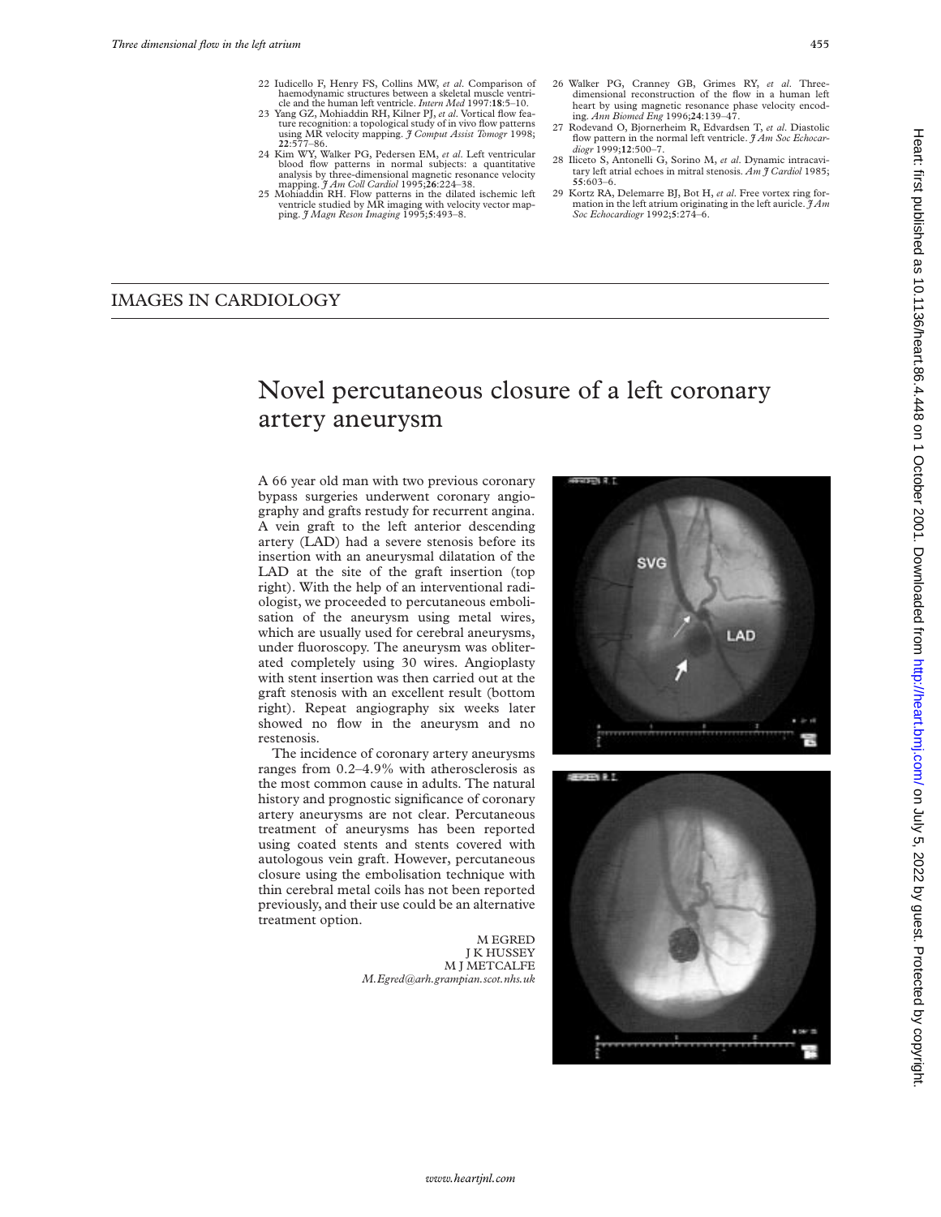22 Iudicello F, Henry FS, Collins MW, *et al*. Comparison of haemodynamic structures between a skeletal muscle ventricle and the human left ventricle. *Intern Med* 1997:**18**:5–10.

23 Yang GZ, Mohiaddin RH, Kilner PJ, *et al*. Vortical flow feature recognition: a topological study of in vivo flow patterns using MR velocity mapping. *J Comput Assist Tomogr* 1998; **22**:577–86.

24 Kim WY, Walker PG, Pedersen EM, *et al*. Left ventricular blood flow patterns in normal subjects: a quantitative analysis by three-dimensional magnetic resonance velocity mapping. *J Am Coll Cardiol* 1995;**26**:224–38.

25 Mohiaddin RH. Flow patterns in the dilated ischemic left ventricle studied by MR imaging with velocity vector mapping. *J Magn Reson Imaging* 1995;**5**:493–8.

26 Walker PG, Cranney GB, Grimes RY, *et al*. Three-dimensional reconstruction of the flow in a human left heart by using magnetic resonance phase velocity encoding. *Ann Biomed Eng* 1996;**24**:139–47.

27 Rodevand O, Bjornerheim R, Edvardsen T, *et al*. Diastolic flow pattern in the normal left ventricle. *J Am Soc Echocardiogr* 1999;**12**:500–7.

28 Iliceto S, Antonelli G, Sorino M, *et al*. Dynamic intracavitary left atrial echoes in mitral stenosis. *Am J Cardiol* 1985; **55**:603–6.

29 Kortz RA, Delemarre BJ, Bot H, *et al*. Free vortex ring formation in the left atrium originating in the left auricle. *J Am Soc Echocardiogr* 1992;**5**:274–6.

## IMAGES IN CARDIOLOGY

# Novel percutaneous closure of a left coronary artery aneurysm

A 66 year old man with two previous coronary bypass surgeries underwent coronary angiography and grafts restudy for recurrent angina. A vein graft to the left anterior descending artery (LAD) had a severe stenosis before its insertion with an aneurysmal dilatation of the LAD at the site of the graft insertion (top right). With the help of an interventional radiologist, we proceeded to percutaneous embolisation of the aneurysm using metal wires, which are usually used for cerebral aneurysms, under fluoroscopy. The aneurysm was obliterated completely using 30 wires. Angioplasty with stent insertion was then carried out at the graft stenosis with an excellent result (bottom right). Repeat angiography six weeks later showed no flow in the aneurysm and no restenosis.

The incidence of coronary artery aneurysms ranges from 0.2–4.9% with atherosclerosis as the most common cause in adults. The natural history and prognostic significance of coronary artery aneurysms are not clear. Percutaneous treatment of aneurysms has been reported using coated stents and stents covered with autologous vein graft. However, percutaneous closure using the embolisation technique with thin cerebral metal coils has not been reported previously, and their use could be an alternative treatment option.

M EGRED
J K HUSSEY
M J METCALFE
*M.Egred@arh.grampian.scot.nhs.uk*

SVG

LAD